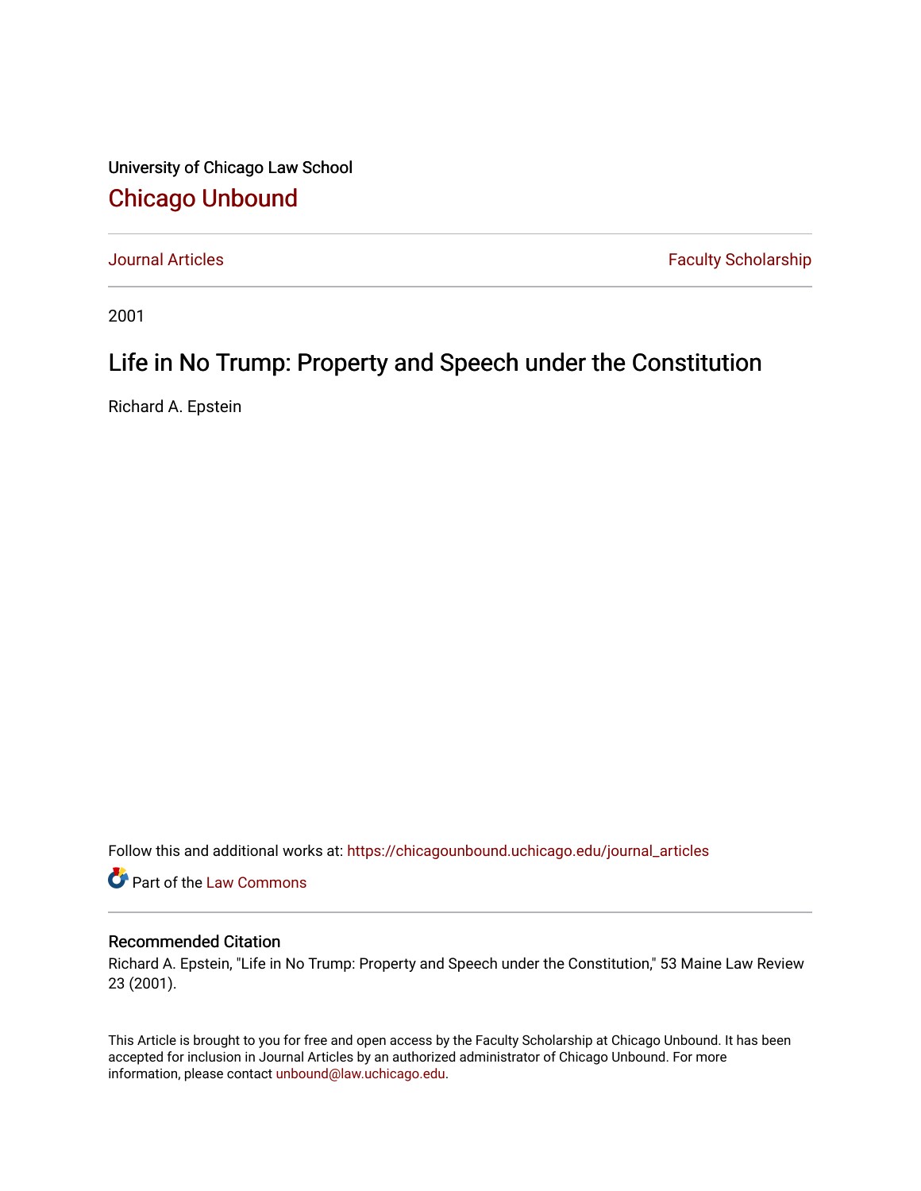University of Chicago Law School

# Chicago Unbound

Journal Articles | Faculty Scholarship

2001

## Life in No Trump: Property and Speech under the Constitution

Richard A. Epstein

Follow this and additional works at: https://chicagounbound.uchicago.edu/journal_articles

Part of the Law Commons

### Recommended Citation

Richard A. Epstein, "Life in No Trump: Property and Speech under the Constitution," 53 Maine Law Review 23 (2001).

This Article is brought to you for free and open access by the Faculty Scholarship at Chicago Unbound. It has been accepted for inclusion in Journal Articles by an authorized administrator of Chicago Unbound. For more information, please contact unbound@law.uchicago.edu.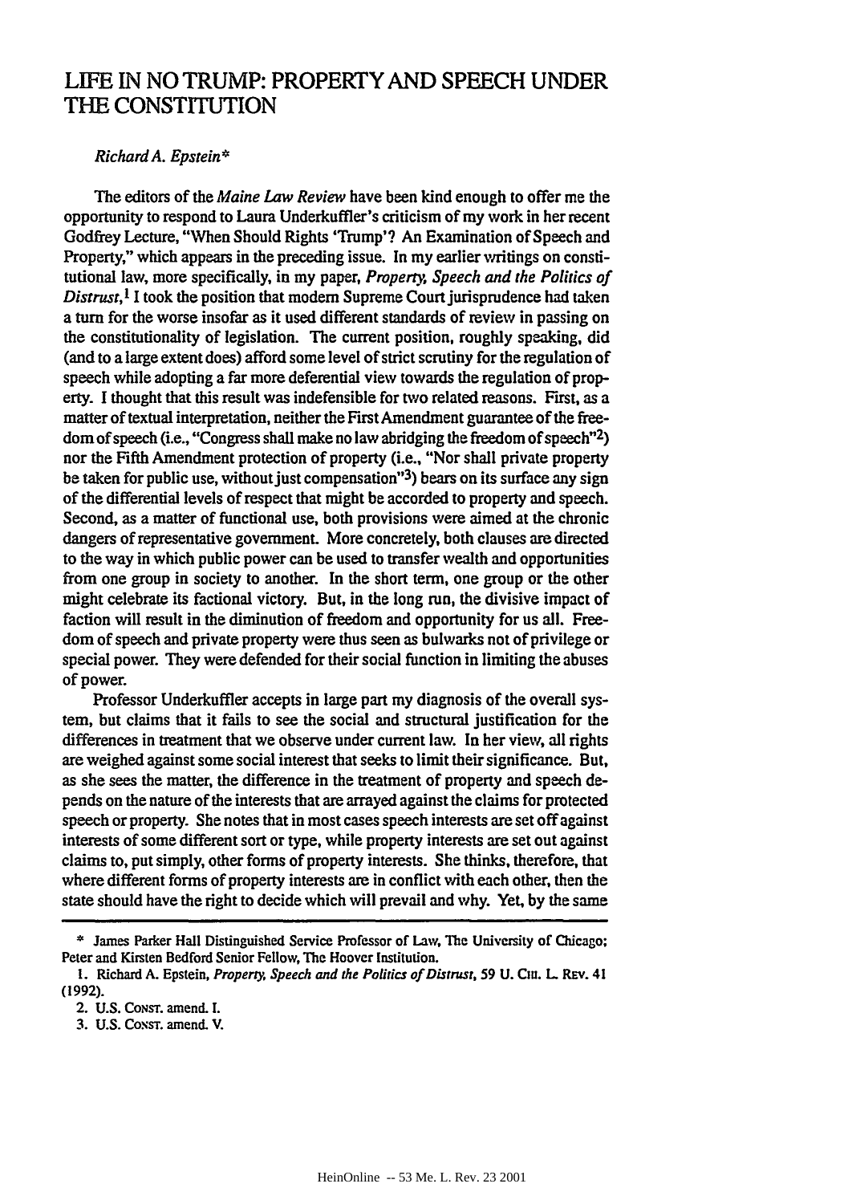# LIFE IN NO TRUMP: PROPERTY AND SPEECH UNDER THE CONSTITUTION

*Richard A. Epstein**

The editors of the *Maine Law Review* have been kind enough to offer me the opportunity to respond to Laura Underkuffler's criticism of my work in her recent Godfrey Lecture, "When Should Rights 'Trump'? An Examination of Speech and Property," which appears in the preceding issue. In my earlier writings on constitutional law, more specifically, in my paper, *Property, Speech and the Politics of Distrust*,[1] I took the position that modern Supreme Court jurisprudence had taken a turn for the worse insofar as it used different standards of review in passing on the constitutionality of legislation. The current position, roughly speaking, did (and to a large extent does) afford some level of strict scrutiny for the regulation of speech while adopting a far more deferential view towards the regulation of property. I thought that this result was indefensible for two related reasons. First, as a matter of textual interpretation, neither the First Amendment guarantee of the freedom of speech (i.e., "Congress shall make no law abridging the freedom of speech"[2]) nor the Fifth Amendment protection of property (i.e., "Nor shall private property be taken for public use, without just compensation"[3]) bears on its surface any sign of the differential levels of respect that might be accorded to property and speech. Second, as a matter of functional use, both provisions were aimed at the chronic dangers of representative government. More concretely, both clauses are directed to the way in which public power can be used to transfer wealth and opportunities from one group in society to another. In the short term, one group or the other might celebrate its factional victory. But, in the long run, the divisive impact of faction will result in the diminution of freedom and opportunity for us all. Freedom of speech and private property were thus seen as bulwarks not of privilege or special power. They were defended for their social function in limiting the abuses of power.

Professor Underkuffler accepts in large part my diagnosis of the overall system, but claims that it fails to see the social and structural justification for the differences in treatment that we observe under current law. In her view, all rights are weighed against some social interest that seeks to limit their significance. But, as she sees the matter, the difference in the treatment of property and speech depends on the nature of the interests that are arrayed against the claims for protected speech or property. She notes that in most cases speech interests are set off against interests of some different sort or type, while property interests are set out against claims to, put simply, other forms of property interests. She thinks, therefore, that where different forms of property interests are in conflict with each other, then the state should have the right to decide which will prevail and why. Yet, by the same

---

\* James Parker Hall Distinguished Service Professor of Law, The University of Chicago; Peter and Kirsten Bedford Senior Fellow, The Hoover Institution.

1. Richard A. Epstein, *Property, Speech and the Politics of Distrust*, 59 U. CHI. L. REV. 41 (1992).

2. U.S. CONST. amend. I.

3. U.S. CONST. amend. V.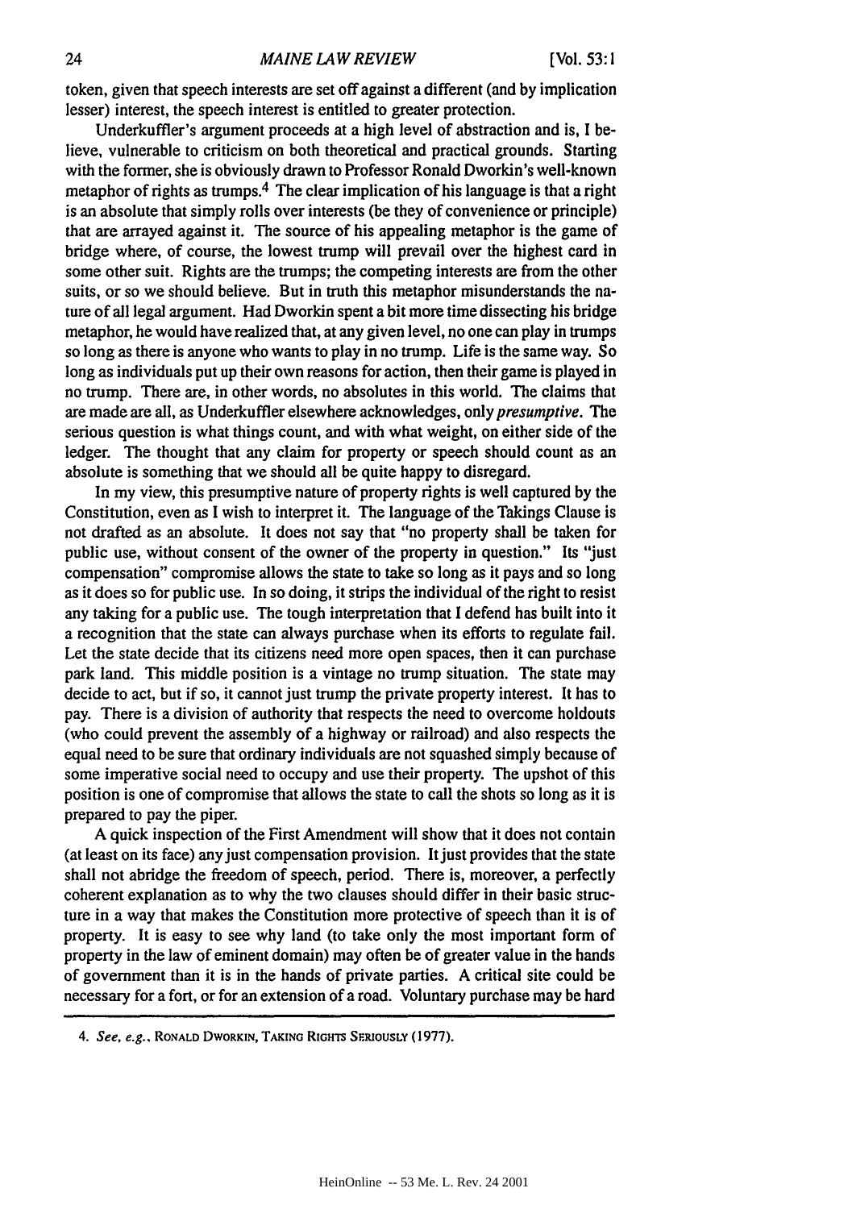token, given that speech interests are set off against a different (and by implication lesser) interest, the speech interest is entitled to greater protection.

Underkuffler's argument proceeds at a high level of abstraction and is, I believe, vulnerable to criticism on both theoretical and practical grounds. Starting with the former, she is obviously drawn to Professor Ronald Dworkin's well-known metaphor of rights as trumps.[4] The clear implication of his language is that a right is an absolute that simply rolls over interests (be they of convenience or principle) that are arrayed against it. The source of his appealing metaphor is the game of bridge where, of course, the lowest trump will prevail over the highest card in some other suit. Rights are the trumps; the competing interests are from the other suits, or so we should believe. But in truth this metaphor misunderstands the nature of all legal argument. Had Dworkin spent a bit more time dissecting his bridge metaphor, he would have realized that, at any given level, no one can play in trumps so long as there is anyone who wants to play in no trump. Life is the same way. So long as individuals put up their own reasons for action, then their game is played in no trump. There are, in other words, no absolutes in this world. The claims that are made are all, as Underkuffler elsewhere acknowledges, only *presumptive*. The serious question is what things count, and with what weight, on either side of the ledger. The thought that any claim for property or speech should count as an absolute is something that we should all be quite happy to disregard.

In my view, this presumptive nature of property rights is well captured by the Constitution, even as I wish to interpret it. The language of the Takings Clause is not drafted as an absolute. It does not say that "no property shall be taken for public use, without consent of the owner of the property in question." Its "just compensation" compromise allows the state to take so long as it pays and so long as it does so for public use. In so doing, it strips the individual of the right to resist any taking for a public use. The tough interpretation that I defend has built into it a recognition that the state can always purchase when its efforts to regulate fail. Let the state decide that its citizens need more open spaces, then it can purchase park land. This middle position is a vintage no trump situation. The state may decide to act, but if so, it cannot just trump the private property interest. It has to pay. There is a division of authority that respects the need to overcome holdouts (who could prevent the assembly of a highway or railroad) and also respects the equal need to be sure that ordinary individuals are not squashed simply because of some imperative social need to occupy and use their property. The upshot of this position is one of compromise that allows the state to call the shots so long as it is prepared to pay the piper.

A quick inspection of the First Amendment will show that it does not contain (at least on its face) any just compensation provision. It just provides that the state shall not abridge the freedom of speech, period. There is, moreover, a perfectly coherent explanation as to why the two clauses should differ in their basic structure in a way that makes the Constitution more protective of speech than it is of property. It is easy to see why land (to take only the most important form of property in the law of eminent domain) may often be of greater value in the hands of government than it is in the hands of private parties. A critical site could be necessary for a fort, or for an extension of a road. Voluntary purchase may be hard

4. *See, e.g.*, RONALD DWORKIN, TAKING RIGHTS SERIOUSLY (1977).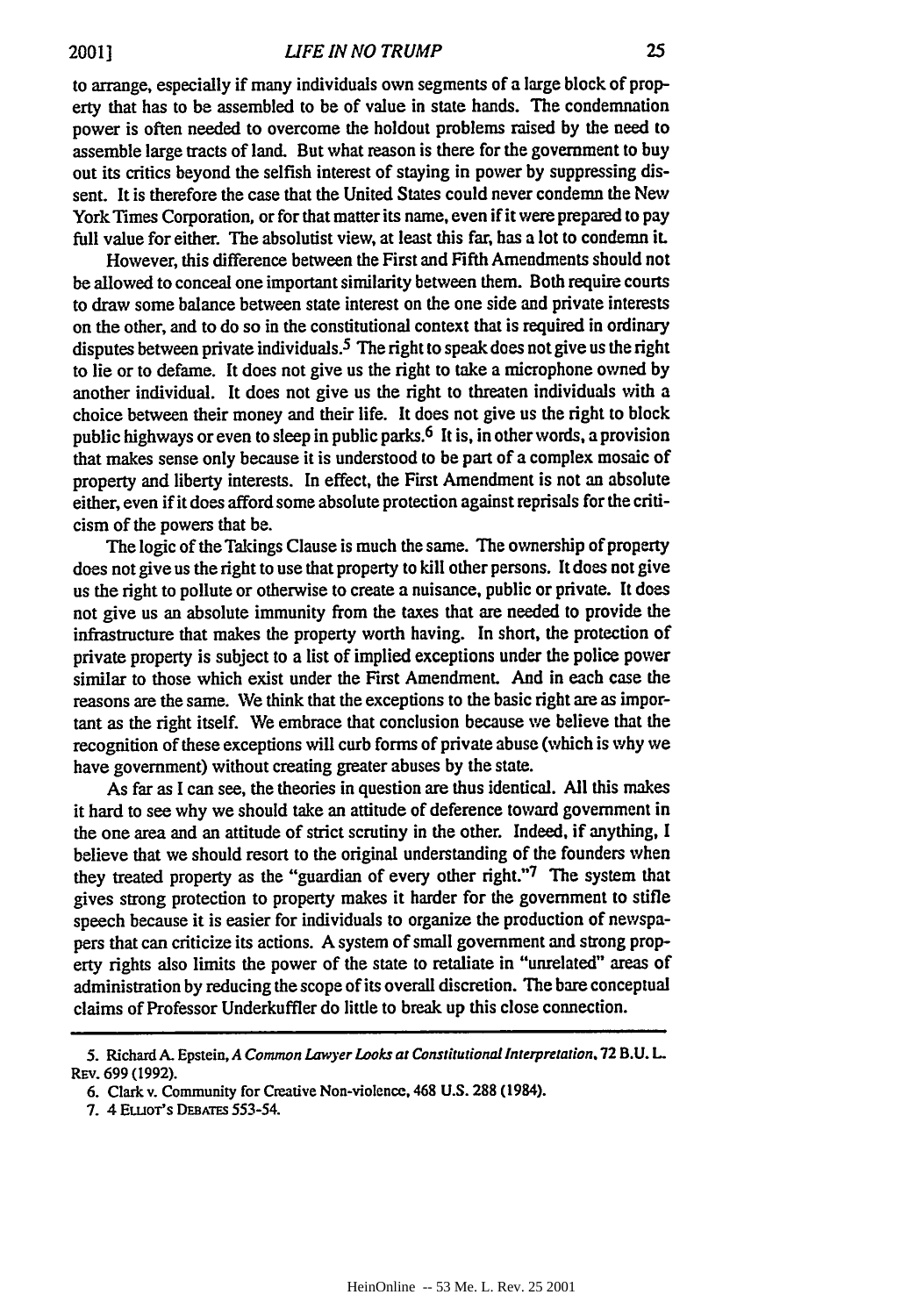to arrange, especially if many individuals own segments of a large block of property that has to be assembled to be of value in state hands. The condemnation power is often needed to overcome the holdout problems raised by the need to assemble large tracts of land. But what reason is there for the government to buy out its critics beyond the selfish interest of staying in power by suppressing dissent. It is therefore the case that the United States could never condemn the New York Times Corporation, or for that matter its name, even if it were prepared to pay full value for either. The absolutist view, at least this far, has a lot to condemn it.

However, this difference between the First and Fifth Amendments should not be allowed to conceal one important similarity between them. Both require courts to draw some balance between state interest on the one side and private interests on the other, and to do so in the constitutional context that is required in ordinary disputes between private individuals.[5] The right to speak does not give us the right to lie or to defame. It does not give us the right to take a microphone owned by another individual. It does not give us the right to threaten individuals with a choice between their money and their life. It does not give us the right to block public highways or even to sleep in public parks.[6] It is, in other words, a provision that makes sense only because it is understood to be part of a complex mosaic of property and liberty interests. In effect, the First Amendment is not an absolute either, even if it does afford some absolute protection against reprisals for the criticism of the powers that be.

The logic of the Takings Clause is much the same. The ownership of property does not give us the right to use that property to kill other persons. It does not give us the right to pollute or otherwise to create a nuisance, public or private. It does not give us an absolute immunity from the taxes that are needed to provide the infrastructure that makes the property worth having. In short, the protection of private property is subject to a list of implied exceptions under the police power similar to those which exist under the First Amendment. And in each case the reasons are the same. We think that the exceptions to the basic right are as important as the right itself. We embrace that conclusion because we believe that the recognition of these exceptions will curb forms of private abuse (which is why we have government) without creating greater abuses by the state.

As far as I can see, the theories in question are thus identical. All this makes it hard to see why we should take an attitude of deference toward government in the one area and an attitude of strict scrutiny in the other. Indeed, if anything, I believe that we should resort to the original understanding of the founders when they treated property as the "guardian of every other right."[7] The system that gives strong protection to property makes it harder for the government to stifle speech because it is easier for individuals to organize the production of newspapers that can criticize its actions. A system of small government and strong property rights also limits the power of the state to retaliate in "unrelated" areas of administration by reducing the scope of its overall discretion. The bare conceptual claims of Professor Underkuffler do little to break up this close connection.

---

5. Richard A. Epstein, *A Common Lawyer Looks at Constitutional Interpretation*, 72 B.U. L. Rev. 699 (1992).

6. Clark v. Community for Creative Non-violence, 468 U.S. 288 (1984).

7. 4 Elliot's Debates 553-54.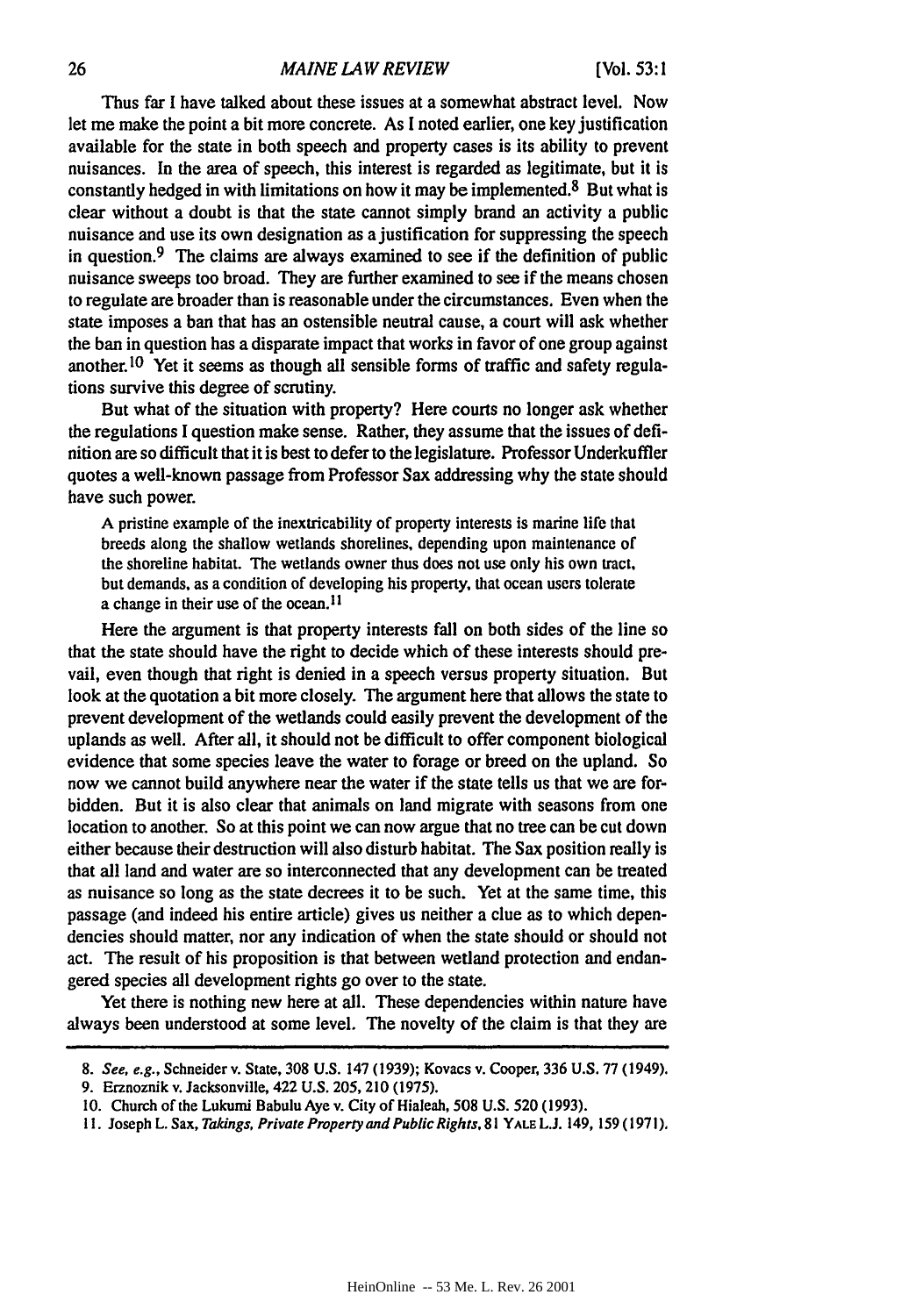Thus far I have talked about these issues at a somewhat abstract level. Now let me make the point a bit more concrete. As I noted earlier, one key justification available for the state in both speech and property cases is its ability to prevent nuisances. In the area of speech, this interest is regarded as legitimate, but it is constantly hedged in with limitations on how it may be implemented.[8] But what is clear without a doubt is that the state cannot simply brand an activity a public nuisance and use its own designation as a justification for suppressing the speech in question.[9] The claims are always examined to see if the definition of public nuisance sweeps too broad. They are further examined to see if the means chosen to regulate are broader than is reasonable under the circumstances. Even when the state imposes a ban that has an ostensible neutral cause, a court will ask whether the ban in question has a disparate impact that works in favor of one group against another.[10] Yet it seems as though all sensible forms of traffic and safety regulations survive this degree of scrutiny.

But what of the situation with property? Here courts no longer ask whether the regulations I question make sense. Rather, they assume that the issues of definition are so difficult that it is best to defer to the legislature. Professor Underkuffler quotes a well-known passage from Professor Sax addressing why the state should have such power.

> A pristine example of the inextricability of property interests is marine life that breeds along the shallow wetlands shorelines, depending upon maintenance of the shoreline habitat. The wetlands owner thus does not use only his own tract, but demands, as a condition of developing his property, that ocean users tolerate a change in their use of the ocean.[11]

Here the argument is that property interests fall on both sides of the line so that the state should have the right to decide which of these interests should prevail, even though that right is denied in a speech versus property situation. But look at the quotation a bit more closely. The argument here that allows the state to prevent development of the wetlands could easily prevent the development of the uplands as well. After all, it should not be difficult to offer component biological evidence that some species leave the water to forage or breed on the upland. So now we cannot build anywhere near the water if the state tells us that we are forbidden. But it is also clear that animals on land migrate with seasons from one location to another. So at this point we can now argue that no tree can be cut down either because their destruction will also disturb habitat. The Sax position really is that all land and water are so interconnected that any development can be treated as nuisance so long as the state decrees it to be such. Yet at the same time, this passage (and indeed his entire article) gives us neither a clue as to which dependencies should matter, nor any indication of when the state should or should not act. The result of his proposition is that between wetland protection and endangered species all development rights go over to the state.

Yet there is nothing new here at all. These dependencies within nature have always been understood at some level. The novelty of the claim is that they are

---

8. *See, e.g.*, Schneider v. State, 308 U.S. 147 (1939); Kovacs v. Cooper, 336 U.S. 77 (1949).

9. Erznoznik v. Jacksonville, 422 U.S. 205, 210 (1975).

10. Church of the Lukumi Babulu Aye v. City of Hialeah, 508 U.S. 520 (1993).

11. Joseph L. Sax, *Takings, Private Property and Public Rights*, 81 YALE L.J. 149, 159 (1971).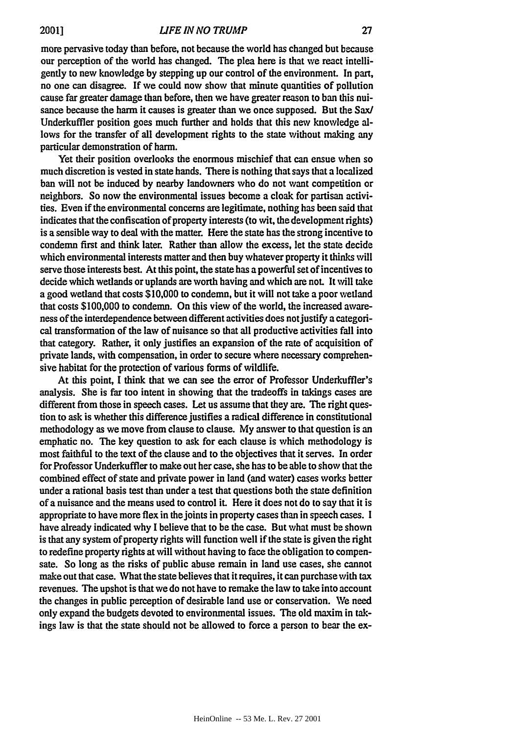more pervasive today than before, not because the world has changed but because our perception of the world has changed. The plea here is that we react intelligently to new knowledge by stepping up our control of the environment. In part, no one can disagree. If we could now show that minute quantities of pollution cause far greater damage than before, then we have greater reason to ban this nuisance because the harm it causes is greater than we once supposed. But the Sax/Underkuffler position goes much further and holds that this new knowledge allows for the transfer of all development rights to the state without making any particular demonstration of harm.

Yet their position overlooks the enormous mischief that can ensue when so much discretion is vested in state hands. There is nothing that says that a localized ban will not be induced by nearby landowners who do not want competition or neighbors. So now the environmental issues become a cloak for partisan activities. Even if the environmental concerns are legitimate, nothing has been said that indicates that the confiscation of property interests (to wit, the development rights) is a sensible way to deal with the matter. Here the state has the strong incentive to condemn first and think later. Rather than allow the excess, let the state decide which environmental interests matter and then buy whatever property it thinks will serve those interests best. At this point, the state has a powerful set of incentives to decide which wetlands or uplands are worth having and which are not. It will take a good wetland that costs $10,000 to condemn, but it will not take a poor wetland that costs $100,000 to condemn. On this view of the world, the increased awareness of the interdependence between different activities does not justify a categorical transformation of the law of nuisance so that all productive activities fall into that category. Rather, it only justifies an expansion of the rate of acquisition of private lands, with compensation, in order to secure where necessary comprehensive habitat for the protection of various forms of wildlife.

At this point, I think that we can see the error of Professor Underkuffler's analysis. She is far too intent in showing that the tradeoffs in takings cases are different from those in speech cases. Let us assume that they are. The right question to ask is whether this difference justifies a radical difference in constitutional methodology as we move from clause to clause. My answer to that question is an emphatic no. The key question to ask for each clause is which methodology is most faithful to the text of the clause and to the objectives that it serves. In order for Professor Underkuffler to make out her case, she has to be able to show that the combined effect of state and private power in land (and water) cases works better under a rational basis test than under a test that questions both the state definition of a nuisance and the means used to control it. Here it does not do to say that it is appropriate to have more flex in the joints in property cases than in speech cases. I have already indicated why I believe that to be the case. But what must be shown is that any system of property rights will function well if the state is given the right to redefine property rights at will without having to face the obligation to compensate. So long as the risks of public abuse remain in land use cases, she cannot make out that case. What the state believes that it requires, it can purchase with tax revenues. The upshot is that we do not have to remake the law to take into account the changes in public perception of desirable land use or conservation. We need only expand the budgets devoted to environmental issues. The old maxim in takings law is that the state should not be allowed to force a person to bear the ex-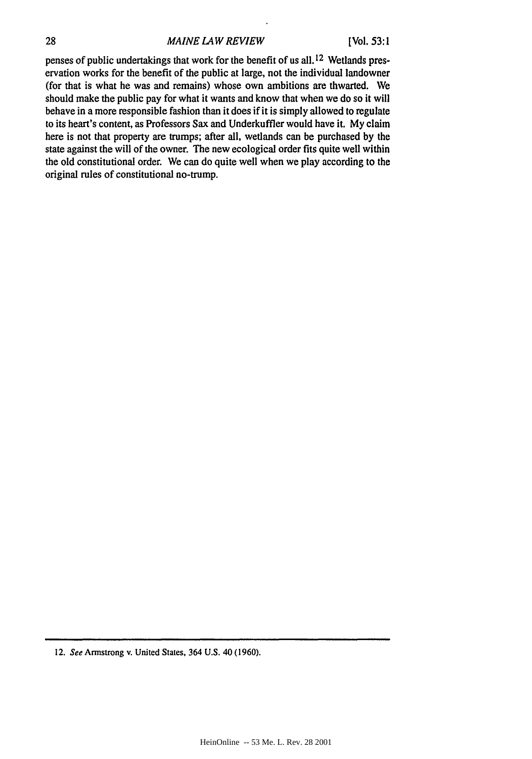penses of public undertakings that work for the benefit of us all.[12] Wetlands preservation works for the benefit of the public at large, not the individual landowner (for that is what he was and remains) whose own ambitions are thwarted. We should make the public pay for what it wants and know that when we do so it will behave in a more responsible fashion than it does if it is simply allowed to regulate to its heart's content, as Professors Sax and Underkuffler would have it. My claim here is not that property are trumps; after all, wetlands can be purchased by the state against the will of the owner. The new ecological order fits quite well within the old constitutional order. We can do quite well when we play according to the original rules of constitutional no-trump.

---

12. *See* Armstrong v. United States, 364 U.S. 40 (1960).